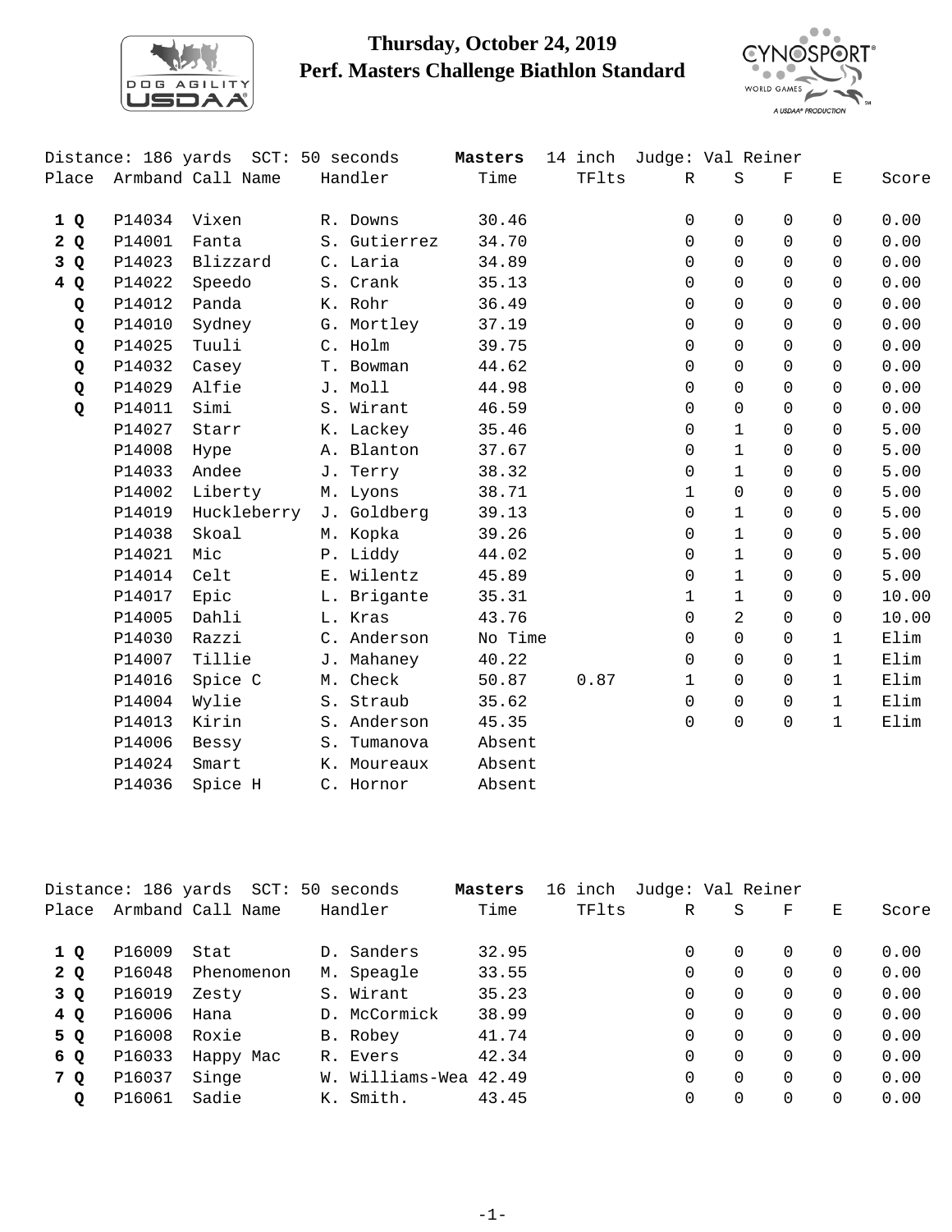# Thursday, October 24, 2019
## Perf. Masters Challenge Biathlon Standard

Distance: 186 yards SCT: 50 seconds **Masters** 14 inch Judge: Val Reiner

| Place | Armband | Call Name | Handler | Time | TFlts | R | S | F | E | Score |
|---|---|---|---|---|---|---|---|---|---|---|
| **1 Q** | P14034 | Vixen | R. Downs | 30.46 | | 0 | 0 | 0 | 0 | 0.00 |
| **2 Q** | P14001 | Fanta | S. Gutierrez | 34.70 | | 0 | 0 | 0 | 0 | 0.00 |
| **3 Q** | P14023 | Blizzard | C. Laria | 34.89 | | 0 | 0 | 0 | 0 | 0.00 |
| **4 Q** | P14022 | Speedo | S. Crank | 35.13 | | 0 | 0 | 0 | 0 | 0.00 |
| **Q** | P14012 | Panda | K. Rohr | 36.49 | | 0 | 0 | 0 | 0 | 0.00 |
| **Q** | P14010 | Sydney | G. Mortley | 37.19 | | 0 | 0 | 0 | 0 | 0.00 |
| **Q** | P14025 | Tuuli | C. Holm | 39.75 | | 0 | 0 | 0 | 0 | 0.00 |
| **Q** | P14032 | Casey | T. Bowman | 44.62 | | 0 | 0 | 0 | 0 | 0.00 |
| **Q** | P14029 | Alfie | J. Moll | 44.98 | | 0 | 0 | 0 | 0 | 0.00 |
| **Q** | P14011 | Simi | S. Wirant | 46.59 | | 0 | 0 | 0 | 0 | 0.00 |
| | P14027 | Starr | K. Lackey | 35.46 | | 0 | 1 | 0 | 0 | 5.00 |
| | P14008 | Hype | A. Blanton | 37.67 | | 0 | 1 | 0 | 0 | 5.00 |
| | P14033 | Andee | J. Terry | 38.32 | | 0 | 1 | 0 | 0 | 5.00 |
| | P14002 | Liberty | M. Lyons | 38.71 | | 1 | 0 | 0 | 0 | 5.00 |
| | P14019 | Huckleberry | J. Goldberg | 39.13 | | 0 | 1 | 0 | 0 | 5.00 |
| | P14038 | Skoal | M. Kopka | 39.26 | | 0 | 1 | 0 | 0 | 5.00 |
| | P14021 | Mic | P. Liddy | 44.02 | | 0 | 1 | 0 | 0 | 5.00 |
| | P14014 | Celt | E. Wilentz | 45.89 | | 0 | 1 | 0 | 0 | 5.00 |
| | P14017 | Epic | L. Brigante | 35.31 | | 1 | 1 | 0 | 0 | 10.00 |
| | P14005 | Dahli | L. Kras | 43.76 | | 0 | 2 | 0 | 0 | 10.00 |
| | P14030 | Razzi | C. Anderson | No Time | | 0 | 0 | 0 | 1 | Elim |
| | P14007 | Tillie | J. Mahaney | 40.22 | | 0 | 0 | 0 | 1 | Elim |
| | P14016 | Spice C | M. Check | 50.87 | 0.87 | 1 | 0 | 0 | 1 | Elim |
| | P14004 | Wylie | S. Straub | 35.62 | | 0 | 0 | 0 | 1 | Elim |
| | P14013 | Kirin | S. Anderson | 45.35 | | 0 | 0 | 0 | 1 | Elim |
| | P14006 | Bessy | S. Tumanova | Absent | | | | | | |
| | P14024 | Smart | K. Moureaux | Absent | | | | | | |
| | P14036 | Spice H | C. Hornor | Absent | | | | | | |

Distance: 186 yards SCT: 50 seconds **Masters** 16 inch Judge: Val Reiner

| Place | Armband | Call Name | Handler | Time | TFlts | R | S | F | E | Score |
|---|---|---|---|---|---|---|---|---|---|---|
| **1 Q** | P16009 | Stat | D. Sanders | 32.95 | | 0 | 0 | 0 | 0 | 0.00 |
| **2 Q** | P16048 | Phenomenon | M. Speagle | 33.55 | | 0 | 0 | 0 | 0 | 0.00 |
| **3 Q** | P16019 | Zesty | S. Wirant | 35.23 | | 0 | 0 | 0 | 0 | 0.00 |
| **4 Q** | P16006 | Hana | D. McCormick | 38.99 | | 0 | 0 | 0 | 0 | 0.00 |
| **5 Q** | P16008 | Roxie | B. Robey | 41.74 | | 0 | 0 | 0 | 0 | 0.00 |
| **6 Q** | P16033 | Happy Mac | R. Evers | 42.34 | | 0 | 0 | 0 | 0 | 0.00 |
| **7 Q** | P16037 | Singe | W. Williams-Wea | 42.49 | | 0 | 0 | 0 | 0 | 0.00 |
| **Q** | P16061 | Sadie | K. Smith. | 43.45 | | 0 | 0 | 0 | 0 | 0.00 |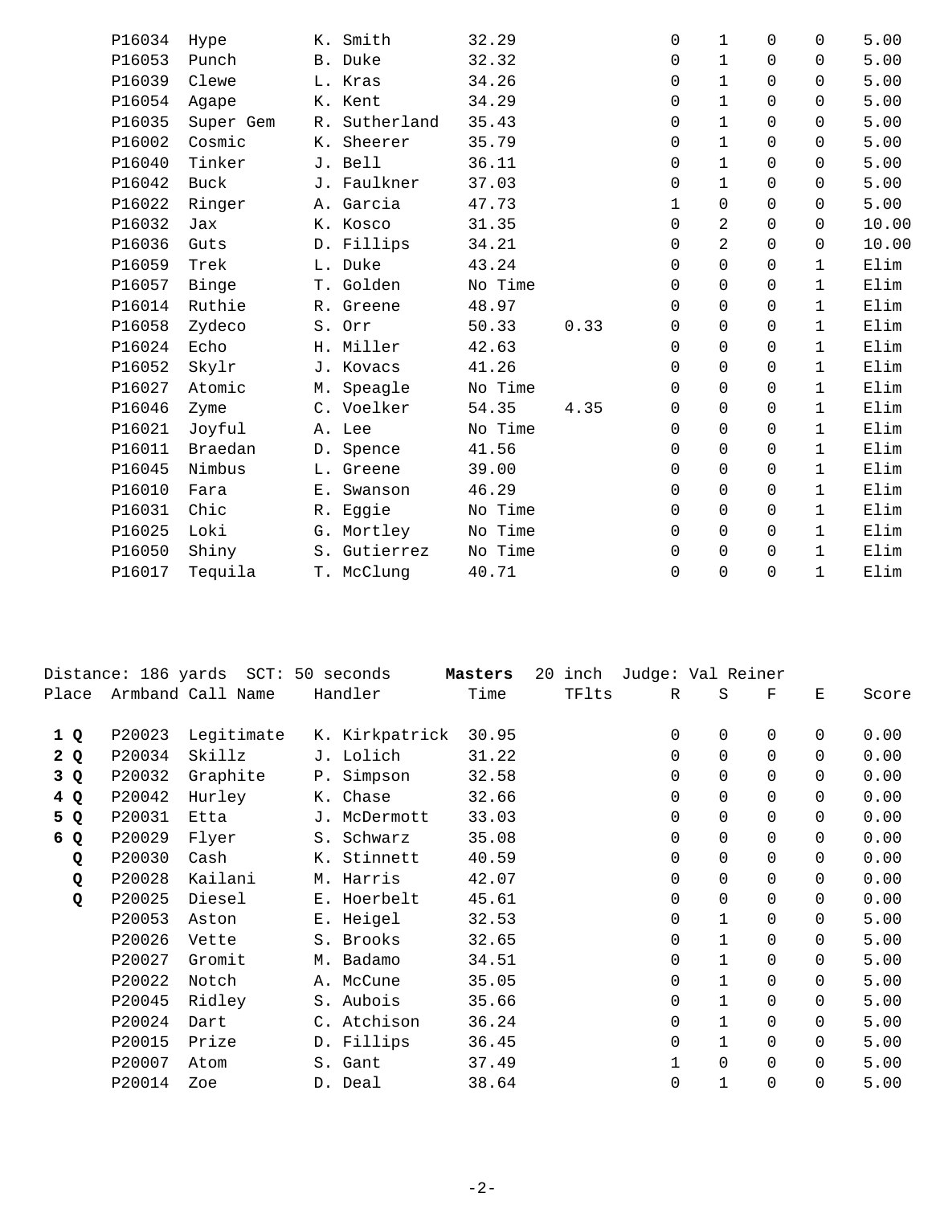| Place | Armband | Call Name | Handler | Time | TFlts | R | S | F | E | Score |
|---|---|---|---|---|---|---|---|---|---|---|
| | P16034 | Hype | K. Smith | 32.29 | | 0 | 1 | 0 | 0 | 5.00 |
| | P16053 | Punch | B. Duke | 32.32 | | 0 | 1 | 0 | 0 | 5.00 |
| | P16039 | Clewe | L. Kras | 34.26 | | 0 | 1 | 0 | 0 | 5.00 |
| | P16054 | Agape | K. Kent | 34.29 | | 0 | 1 | 0 | 0 | 5.00 |
| | P16035 | Super Gem | R. Sutherland | 35.43 | | 0 | 1 | 0 | 0 | 5.00 |
| | P16002 | Cosmic | K. Sheerer | 35.79 | | 0 | 1 | 0 | 0 | 5.00 |
| | P16040 | Tinker | J. Bell | 36.11 | | 0 | 1 | 0 | 0 | 5.00 |
| | P16042 | Buck | J. Faulkner | 37.03 | | 0 | 1 | 0 | 0 | 5.00 |
| | P16022 | Ringer | A. Garcia | 47.73 | | 1 | 0 | 0 | 0 | 5.00 |
| | P16032 | Jax | K. Kosco | 31.35 | | 0 | 2 | 0 | 0 | 10.00 |
| | P16036 | Guts | D. Fillips | 34.21 | | 0 | 2 | 0 | 0 | 10.00 |
| | P16059 | Trek | L. Duke | 43.24 | | 0 | 0 | 0 | 1 | Elim |
| | P16057 | Binge | T. Golden | No Time | | 0 | 0 | 0 | 1 | Elim |
| | P16014 | Ruthie | R. Greene | 48.97 | | 0 | 0 | 0 | 1 | Elim |
| | P16058 | Zydeco | S. Orr | 50.33 | 0.33 | 0 | 0 | 0 | 1 | Elim |
| | P16024 | Echo | H. Miller | 42.63 | | 0 | 0 | 0 | 1 | Elim |
| | P16052 | Skylr | J. Kovacs | 41.26 | | 0 | 0 | 0 | 1 | Elim |
| | P16027 | Atomic | M. Speagle | No Time | | 0 | 0 | 0 | 1 | Elim |
| | P16046 | Zyme | C. Voelker | 54.35 | 4.35 | 0 | 0 | 0 | 1 | Elim |
| | P16021 | Joyful | A. Lee | No Time | | 0 | 0 | 0 | 1 | Elim |
| | P16011 | Braedan | D. Spence | 41.56 | | 0 | 0 | 0 | 1 | Elim |
| | P16045 | Nimbus | L. Greene | 39.00 | | 0 | 0 | 0 | 1 | Elim |
| | P16010 | Fara | E. Swanson | 46.29 | | 0 | 0 | 0 | 1 | Elim |
| | P16031 | Chic | R. Eggie | No Time | | 0 | 0 | 0 | 1 | Elim |
| | P16025 | Loki | G. Mortley | No Time | | 0 | 0 | 0 | 1 | Elim |
| | P16050 | Shiny | S. Gutierrez | No Time | | 0 | 0 | 0 | 1 | Elim |
| | P16017 | Tequila | T. McClung | 40.71 | | 0 | 0 | 0 | 1 | Elim |

Distance: 186 yards SCT: 50 seconds **Masters** 20 inch Judge: Val Reiner

| Place | Armband | Call Name | Handler | Time | TFlts | R | S | F | E | Score |
|---|---|---|---|---|---|---|---|---|---|---|
| **1 Q** | P20023 | Legitimate | K. Kirkpatrick | 30.95 | | 0 | 0 | 0 | 0 | 0.00 |
| **2 Q** | P20034 | Skillz | J. Lolich | 31.22 | | 0 | 0 | 0 | 0 | 0.00 |
| **3 Q** | P20032 | Graphite | P. Simpson | 32.58 | | 0 | 0 | 0 | 0 | 0.00 |
| **4 Q** | P20042 | Hurley | K. Chase | 32.66 | | 0 | 0 | 0 | 0 | 0.00 |
| **5 Q** | P20031 | Etta | J. McDermott | 33.03 | | 0 | 0 | 0 | 0 | 0.00 |
| **6 Q** | P20029 | Flyer | S. Schwarz | 35.08 | | 0 | 0 | 0 | 0 | 0.00 |
| **Q** | P20030 | Cash | K. Stinnett | 40.59 | | 0 | 0 | 0 | 0 | 0.00 |
| **Q** | P20028 | Kailani | M. Harris | 42.07 | | 0 | 0 | 0 | 0 | 0.00 |
| **Q** | P20025 | Diesel | E. Hoerbelt | 45.61 | | 0 | 0 | 0 | 0 | 0.00 |
| | P20053 | Aston | E. Heigel | 32.53 | | 0 | 1 | 0 | 0 | 5.00 |
| | P20026 | Vette | S. Brooks | 32.65 | | 0 | 1 | 0 | 0 | 5.00 |
| | P20027 | Gromit | M. Badamo | 34.51 | | 0 | 1 | 0 | 0 | 5.00 |
| | P20022 | Notch | A. McCune | 35.05 | | 0 | 1 | 0 | 0 | 5.00 |
| | P20045 | Ridley | S. Aubois | 35.66 | | 0 | 1 | 0 | 0 | 5.00 |
| | P20024 | Dart | C. Atchison | 36.24 | | 0 | 1 | 0 | 0 | 5.00 |
| | P20015 | Prize | D. Fillips | 36.45 | | 0 | 1 | 0 | 0 | 5.00 |
| | P20007 | Atom | S. Gant | 37.49 | | 1 | 0 | 0 | 0 | 5.00 |
| | P20014 | Zoe | D. Deal | 38.64 | | 0 | 1 | 0 | 0 | 5.00 |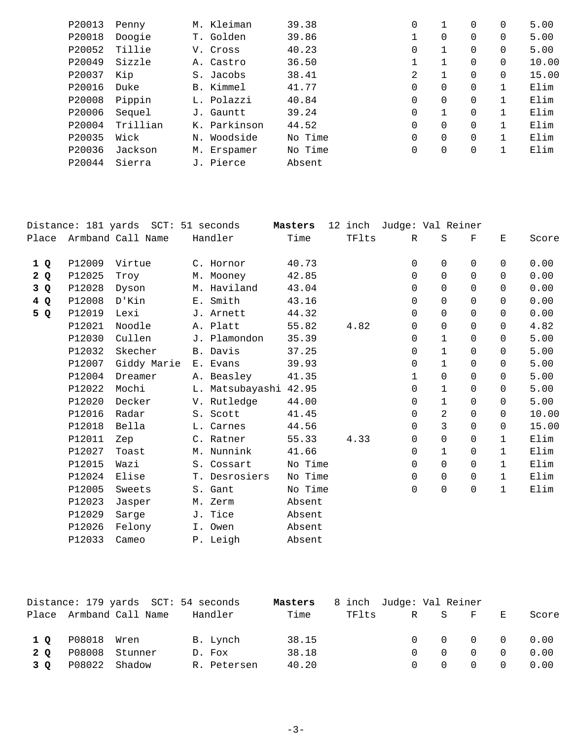| Place | Armband | Call Name | Handler | Time | TFlts | R | S | F | E | Score |
|---|---|---|---|---|---|---|---|---|---|---|
| | P20013 | Penny | M. Kleiman | 39.38 | | 0 | 1 | 0 | 0 | 5.00 |
| | P20018 | Doogie | T. Golden | 39.86 | | 1 | 0 | 0 | 0 | 5.00 |
| | P20052 | Tillie | V. Cross | 40.23 | | 0 | 1 | 0 | 0 | 5.00 |
| | P20049 | Sizzle | A. Castro | 36.50 | | 1 | 1 | 0 | 0 | 10.00 |
| | P20037 | Kip | S. Jacobs | 38.41 | | 2 | 1 | 0 | 0 | 15.00 |
| | P20016 | Duke | B. Kimmel | 41.77 | | 0 | 0 | 0 | 1 | Elim |
| | P20008 | Pippin | L. Polazzi | 40.84 | | 0 | 0 | 0 | 1 | Elim |
| | P20006 | Sequel | J. Gauntt | 39.24 | | 0 | 1 | 0 | 1 | Elim |
| | P20004 | Trillian | K. Parkinson | 44.52 | | 0 | 0 | 0 | 1 | Elim |
| | P20035 | Wick | N. Woodside | No Time | | 0 | 0 | 0 | 1 | Elim |
| | P20036 | Jackson | M. Erspamer | No Time | | 0 | 0 | 0 | 1 | Elim |
| | P20044 | Sierra | J. Pierce | Absent | | | | | | |

Distance: 181 yards SCT: 51 seconds **Masters** 12 inch Judge: Val Reiner

| Place | Armband | Call Name | Handler | Time | TFlts | R | S | F | E | Score |
|---|---|---|---|---|---|---|---|---|---|---|
| **1 Q** | P12009 | Virtue | C. Hornor | 40.73 | | 0 | 0 | 0 | 0 | 0.00 |
| **2 Q** | P12025 | Troy | M. Mooney | 42.85 | | 0 | 0 | 0 | 0 | 0.00 |
| **3 Q** | P12028 | Dyson | M. Haviland | 43.04 | | 0 | 0 | 0 | 0 | 0.00 |
| **4 Q** | P12008 | D'Kin | E. Smith | 43.16 | | 0 | 0 | 0 | 0 | 0.00 |
| **5 Q** | P12019 | Lexi | J. Arnett | 44.32 | | 0 | 0 | 0 | 0 | 0.00 |
| | P12021 | Noodle | A. Platt | 55.82 | 4.82 | 0 | 0 | 0 | 0 | 4.82 |
| | P12030 | Cullen | J. Plamondon | 35.39 | | 0 | 1 | 0 | 0 | 5.00 |
| | P12032 | Skecher | B. Davis | 37.25 | | 0 | 1 | 0 | 0 | 5.00 |
| | P12007 | Giddy Marie | E. Evans | 39.93 | | 0 | 1 | 0 | 0 | 5.00 |
| | P12004 | Dreamer | A. Beasley | 41.35 | | 1 | 0 | 0 | 0 | 5.00 |
| | P12022 | Mochi | L. Matsubayashi | 42.95 | | 0 | 1 | 0 | 0 | 5.00 |
| | P12020 | Decker | V. Rutledge | 44.00 | | 0 | 1 | 0 | 0 | 5.00 |
| | P12016 | Radar | S. Scott | 41.45 | | 0 | 2 | 0 | 0 | 10.00 |
| | P12018 | Bella | L. Carnes | 44.56 | | 0 | 3 | 0 | 0 | 15.00 |
| | P12011 | Zep | C. Ratner | 55.33 | 4.33 | 0 | 0 | 0 | 1 | Elim |
| | P12027 | Toast | M. Nunnink | 41.66 | | 0 | 1 | 0 | 1 | Elim |
| | P12015 | Wazi | S. Cossart | No Time | | 0 | 0 | 0 | 1 | Elim |
| | P12024 | Elise | T. Desrosiers | No Time | | 0 | 0 | 0 | 1 | Elim |
| | P12005 | Sweets | S. Gant | No Time | | 0 | 0 | 0 | 1 | Elim |
| | P12023 | Jasper | M. Zerm | Absent | | | | | | |
| | P12029 | Sarge | J. Tice | Absent | | | | | | |
| | P12026 | Felony | I. Owen | Absent | | | | | | |
| | P12033 | Cameo | P. Leigh | Absent | | | | | | |

Distance: 179 yards SCT: 54 seconds **Masters** 8 inch Judge: Val Reiner

| Place | Armband | Call Name | Handler | Time | TFlts | R | S | F | E | Score |
|---|---|---|---|---|---|---|---|---|---|---|
| **1 Q** | P08018 | Wren | B. Lynch | 38.15 | | 0 | 0 | 0 | 0 | 0.00 |
| **2 Q** | P08008 | Stunner | D. Fox | 38.18 | | 0 | 0 | 0 | 0 | 0.00 |
| **3 Q** | P08022 | Shadow | R. Petersen | 40.20 | | 0 | 0 | 0 | 0 | 0.00 |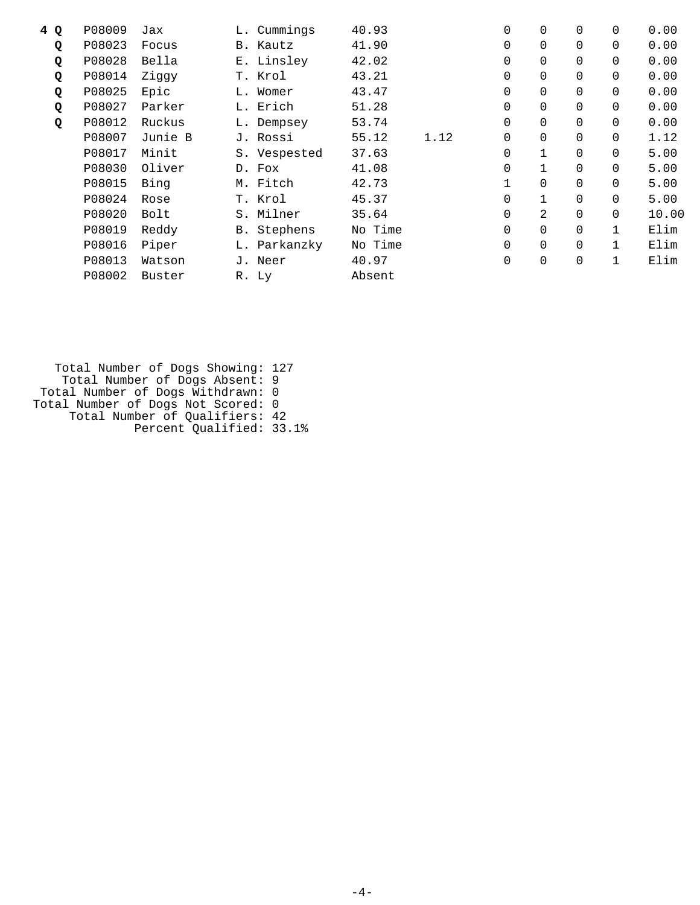| | | | | | | | | | | | |
|---|---|---|---|---|---|---|---|---|---|---|---|
| **4** | **Q** | P08009 | Jax | L. Cummings | 40.93 | | 0 | 0 | 0 | 0 | 0.00 |
| | **Q** | P08023 | Focus | B. Kautz | 41.90 | | 0 | 0 | 0 | 0 | 0.00 |
| | **Q** | P08028 | Bella | E. Linsley | 42.02 | | 0 | 0 | 0 | 0 | 0.00 |
| | **Q** | P08014 | Ziggy | T. Krol | 43.21 | | 0 | 0 | 0 | 0 | 0.00 |
| | **Q** | P08025 | Epic | L. Womer | 43.47 | | 0 | 0 | 0 | 0 | 0.00 |
| | **Q** | P08027 | Parker | L. Erich | 51.28 | | 0 | 0 | 0 | 0 | 0.00 |
| | **Q** | P08012 | Ruckus | L. Dempsey | 53.74 | | 0 | 0 | 0 | 0 | 0.00 |
| | | P08007 | Junie B | J. Rossi | 55.12 | 1.12 | 0 | 0 | 0 | 0 | 1.12 |
| | | P08017 | Minit | S. Vespested | 37.63 | | 0 | 1 | 0 | 0 | 5.00 |
| | | P08030 | Oliver | D. Fox | 41.08 | | 0 | 1 | 0 | 0 | 5.00 |
| | | P08015 | Bing | M. Fitch | 42.73 | | 1 | 0 | 0 | 0 | 5.00 |
| | | P08024 | Rose | T. Krol | 45.37 | | 0 | 1 | 0 | 0 | 5.00 |
| | | P08020 | Bolt | S. Milner | 35.64 | | 0 | 2 | 0 | 0 | 10.00 |
| | | P08019 | Reddy | B. Stephens | No Time | | 0 | 0 | 0 | 1 | Elim |
| | | P08016 | Piper | L. Parkanzky | No Time | | 0 | 0 | 0 | 1 | Elim |
| | | P08013 | Watson | J. Neer | 40.97 | | 0 | 0 | 0 | 1 | Elim |
| | | P08002 | Buster | R. Ly | Absent | | | | | | |

Total Number of Dogs Showing: 127
Total Number of Dogs Absent: 9
Total Number of Dogs Withdrawn: 0
Total Number of Dogs Not Scored: 0
Total Number of Qualifiers: 42
Percent Qualified: 33.1%